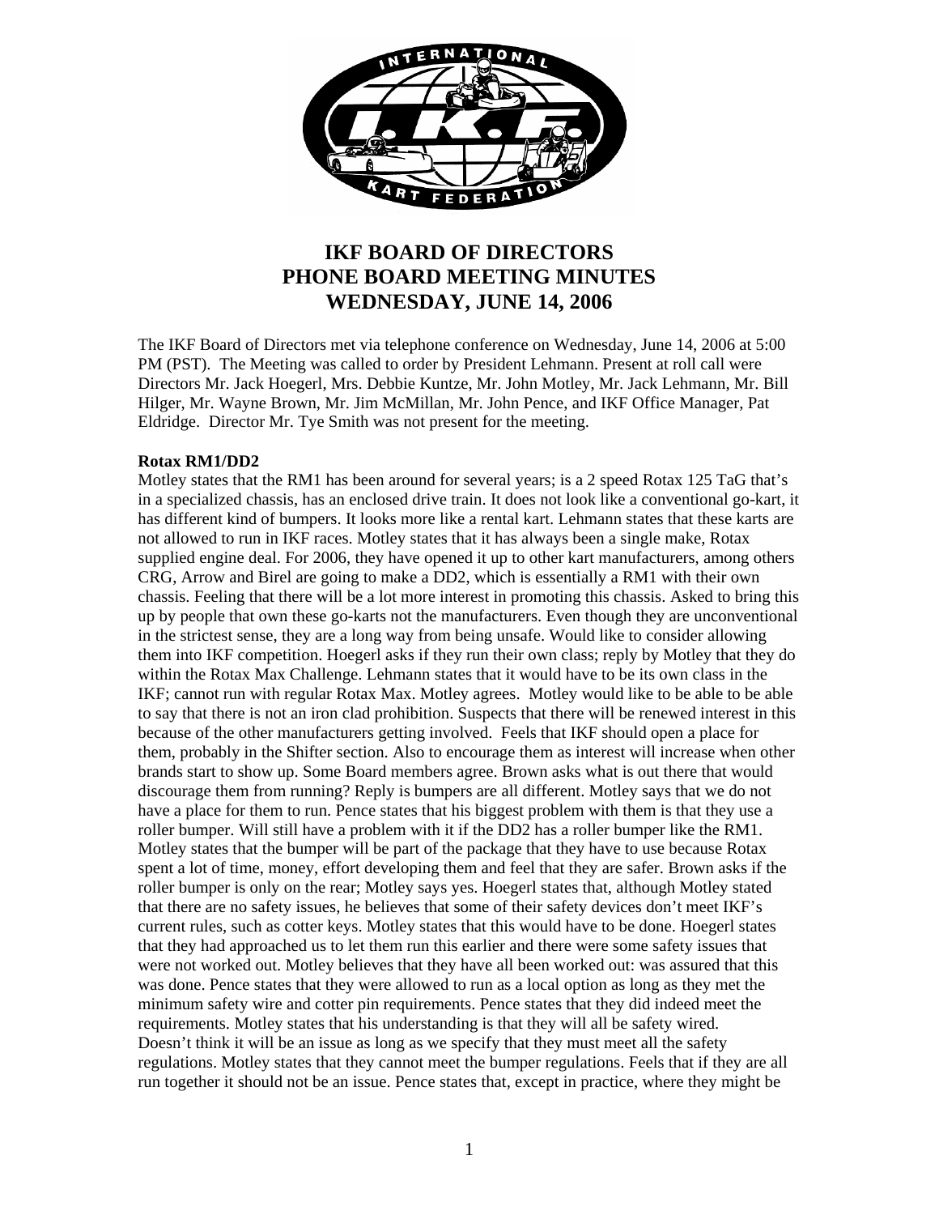# IKF BOARD OF DIRECTORS
# PHONE BOARD MEETING MINUTES
# WEDNESDAY, JUNE 14, 2006

The IKF Board of Directors met via telephone conference on Wednesday, June 14, 2006 at 5:00 PM (PST). The Meeting was called to order by President Lehmann. Present at roll call were Directors Mr. Jack Hoegerl, Mrs. Debbie Kuntze, Mr. John Motley, Mr. Jack Lehmann, Mr. Bill Hilger, Mr. Wayne Brown, Mr. Jim McMillan, Mr. John Pence, and IKF Office Manager, Pat Eldridge. Director Mr. Tye Smith was not present for the meeting.

**Rotax RM1/DD2**

Motley states that the RM1 has been around for several years; is a 2 speed Rotax 125 TaG that's in a specialized chassis, has an enclosed drive train. It does not look like a conventional go-kart, it has different kind of bumpers. It looks more like a rental kart. Lehmann states that these karts are not allowed to run in IKF races. Motley states that it has always been a single make, Rotax supplied engine deal. For 2006, they have opened it up to other kart manufacturers, among others CRG, Arrow and Birel are going to make a DD2, which is essentially a RM1 with their own chassis. Feeling that there will be a lot more interest in promoting this chassis. Asked to bring this up by people that own these go-karts not the manufacturers. Even though they are unconventional in the strictest sense, they are a long way from being unsafe. Would like to consider allowing them into IKF competition. Hoegerl asks if they run their own class; reply by Motley that they do within the Rotax Max Challenge. Lehmann states that it would have to be its own class in the IKF; cannot run with regular Rotax Max. Motley agrees. Motley would like to be able to be able to say that there is not an iron clad prohibition. Suspects that there will be renewed interest in this because of the other manufacturers getting involved. Feels that IKF should open a place for them, probably in the Shifter section. Also to encourage them as interest will increase when other brands start to show up. Some Board members agree. Brown asks what is out there that would discourage them from running? Reply is bumpers are all different. Motley says that we do not have a place for them to run. Pence states that his biggest problem with them is that they use a roller bumper. Will still have a problem with it if the DD2 has a roller bumper like the RM1. Motley states that the bumper will be part of the package that they have to use because Rotax spent a lot of time, money, effort developing them and feel that they are safer. Brown asks if the roller bumper is only on the rear; Motley says yes. Hoegerl states that, although Motley stated that there are no safety issues, he believes that some of their safety devices don't meet IKF's current rules, such as cotter keys. Motley states that this would have to be done. Hoegerl states that they had approached us to let them run this earlier and there were some safety issues that were not worked out. Motley believes that they have all been worked out: was assured that this was done. Pence states that they were allowed to run as a local option as long as they met the minimum safety wire and cotter pin requirements. Pence states that they did indeed meet the requirements. Motley states that his understanding is that they will all be safety wired. Doesn't think it will be an issue as long as we specify that they must meet all the safety regulations. Motley states that they cannot meet the bumper regulations. Feels that if they are all run together it should not be an issue. Pence states that, except in practice, where they might be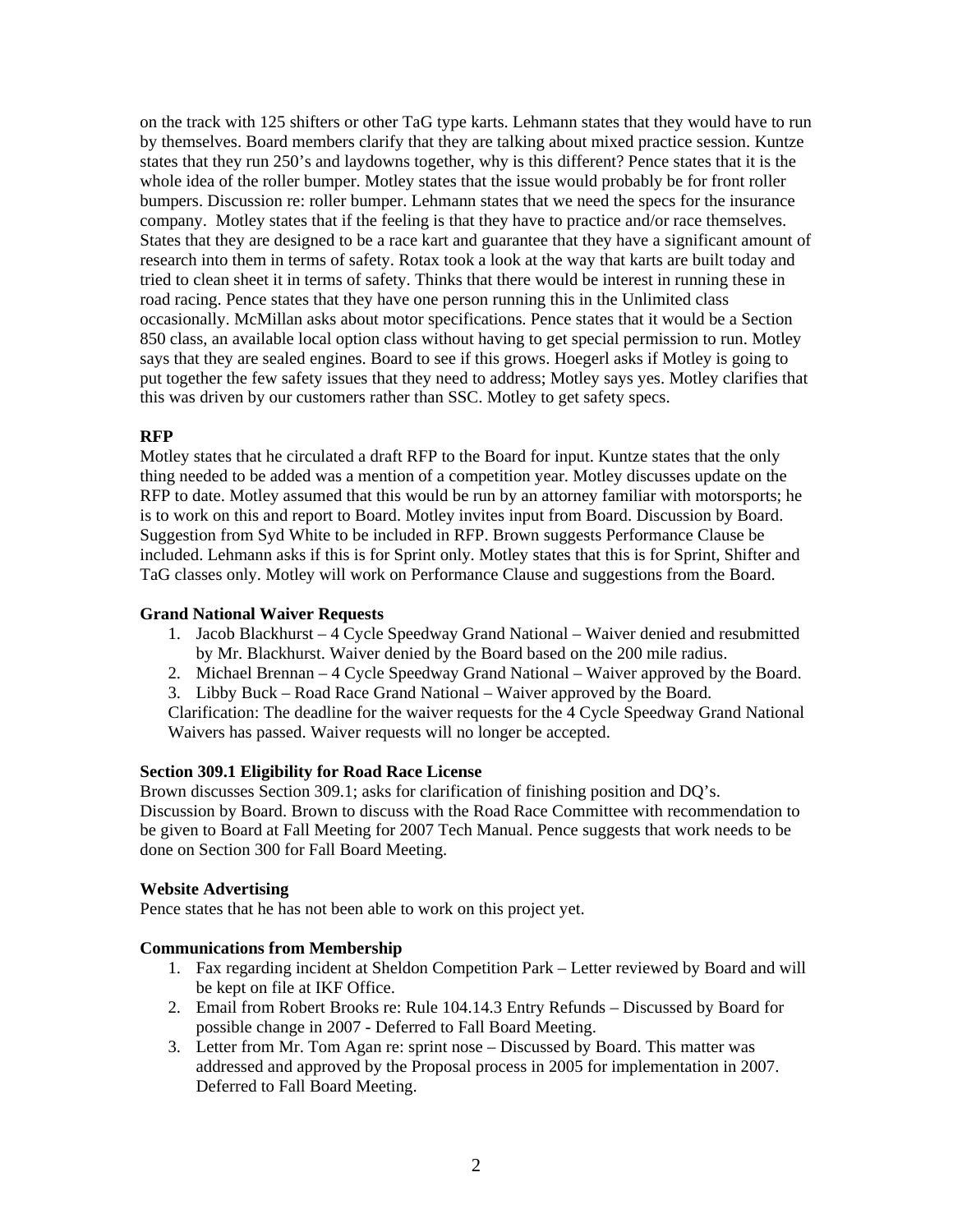on the track with 125 shifters or other TaG type karts. Lehmann states that they would have to run by themselves. Board members clarify that they are talking about mixed practice session. Kuntze states that they run 250's and laydowns together, why is this different? Pence states that it is the whole idea of the roller bumper. Motley states that the issue would probably be for front roller bumpers. Discussion re: roller bumper. Lehmann states that we need the specs for the insurance company. Motley states that if the feeling is that they have to practice and/or race themselves. States that they are designed to be a race kart and guarantee that they have a significant amount of research into them in terms of safety. Rotax took a look at the way that karts are built today and tried to clean sheet it in terms of safety. Thinks that there would be interest in running these in road racing. Pence states that they have one person running this in the Unlimited class occasionally. McMillan asks about motor specifications. Pence states that it would be a Section 850 class, an available local option class without having to get special permission to run. Motley says that they are sealed engines. Board to see if this grows. Hoegerl asks if Motley is going to put together the few safety issues that they need to address; Motley says yes. Motley clarifies that this was driven by our customers rather than SSC. Motley to get safety specs.

**RFP**

Motley states that he circulated a draft RFP to the Board for input. Kuntze states that the only thing needed to be added was a mention of a competition year. Motley discusses update on the RFP to date. Motley assumed that this would be run by an attorney familiar with motorsports; he is to work on this and report to Board. Motley invites input from Board. Discussion by Board. Suggestion from Syd White to be included in RFP. Brown suggests Performance Clause be included. Lehmann asks if this is for Sprint only. Motley states that this is for Sprint, Shifter and TaG classes only. Motley will work on Performance Clause and suggestions from the Board.

**Grand National Waiver Requests**

1. Jacob Blackhurst – 4 Cycle Speedway Grand National – Waiver denied and resubmitted by Mr. Blackhurst. Waiver denied by the Board based on the 200 mile radius.
2. Michael Brennan – 4 Cycle Speedway Grand National – Waiver approved by the Board.
3. Libby Buck – Road Race Grand National – Waiver approved by the Board.

Clarification: The deadline for the waiver requests for the 4 Cycle Speedway Grand National Waivers has passed. Waiver requests will no longer be accepted.

**Section 309.1 Eligibility for Road Race License**

Brown discusses Section 309.1; asks for clarification of finishing position and DQ's. Discussion by Board. Brown to discuss with the Road Race Committee with recommendation to be given to Board at Fall Meeting for 2007 Tech Manual. Pence suggests that work needs to be done on Section 300 for Fall Board Meeting.

**Website Advertising**

Pence states that he has not been able to work on this project yet.

**Communications from Membership**

1. Fax regarding incident at Sheldon Competition Park – Letter reviewed by Board and will be kept on file at IKF Office.
2. Email from Robert Brooks re: Rule 104.14.3 Entry Refunds – Discussed by Board for possible change in 2007 - Deferred to Fall Board Meeting.
3. Letter from Mr. Tom Agan re: sprint nose – Discussed by Board. This matter was addressed and approved by the Proposal process in 2005 for implementation in 2007. Deferred to Fall Board Meeting.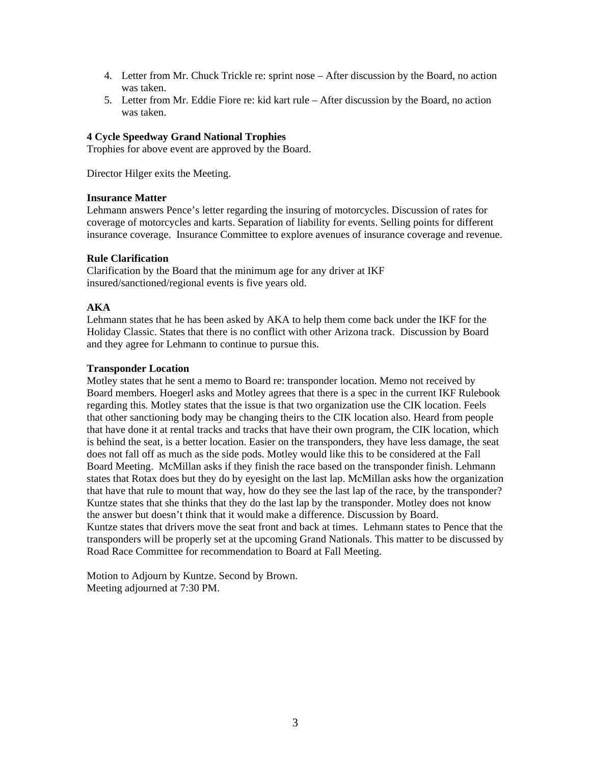4. Letter from Mr. Chuck Trickle re: sprint nose – After discussion by the Board, no action was taken.
5. Letter from Mr. Eddie Fiore re: kid kart rule – After discussion by the Board, no action was taken.

**4 Cycle Speedway Grand National Trophies**
Trophies for above event are approved by the Board.

Director Hilger exits the Meeting.

**Insurance Matter**
Lehmann answers Pence's letter regarding the insuring of motorcycles. Discussion of rates for coverage of motorcycles and karts. Separation of liability for events. Selling points for different insurance coverage. Insurance Committee to explore avenues of insurance coverage and revenue.

**Rule Clarification**
Clarification by the Board that the minimum age for any driver at IKF insured/sanctioned/regional events is five years old.

**AKA**
Lehmann states that he has been asked by AKA to help them come back under the IKF for the Holiday Classic. States that there is no conflict with other Arizona track. Discussion by Board and they agree for Lehmann to continue to pursue this.

**Transponder Location**
Motley states that he sent a memo to Board re: transponder location. Memo not received by Board members. Hoegerl asks and Motley agrees that there is a spec in the current IKF Rulebook regarding this. Motley states that the issue is that two organization use the CIK location. Feels that other sanctioning body may be changing theirs to the CIK location also. Heard from people that have done it at rental tracks and tracks that have their own program, the CIK location, which is behind the seat, is a better location. Easier on the transponders, they have less damage, the seat does not fall off as much as the side pods. Motley would like this to be considered at the Fall Board Meeting. McMillan asks if they finish the race based on the transponder finish. Lehmann states that Rotax does but they do by eyesight on the last lap. McMillan asks how the organization that have that rule to mount that way, how do they see the last lap of the race, by the transponder? Kuntze states that she thinks that they do the last lap by the transponder. Motley does not know the answer but doesn't think that it would make a difference. Discussion by Board.
Kuntze states that drivers move the seat front and back at times. Lehmann states to Pence that the transponders will be properly set at the upcoming Grand Nationals. This matter to be discussed by Road Race Committee for recommendation to Board at Fall Meeting.

Motion to Adjourn by Kuntze. Second by Brown.
Meeting adjourned at 7:30 PM.